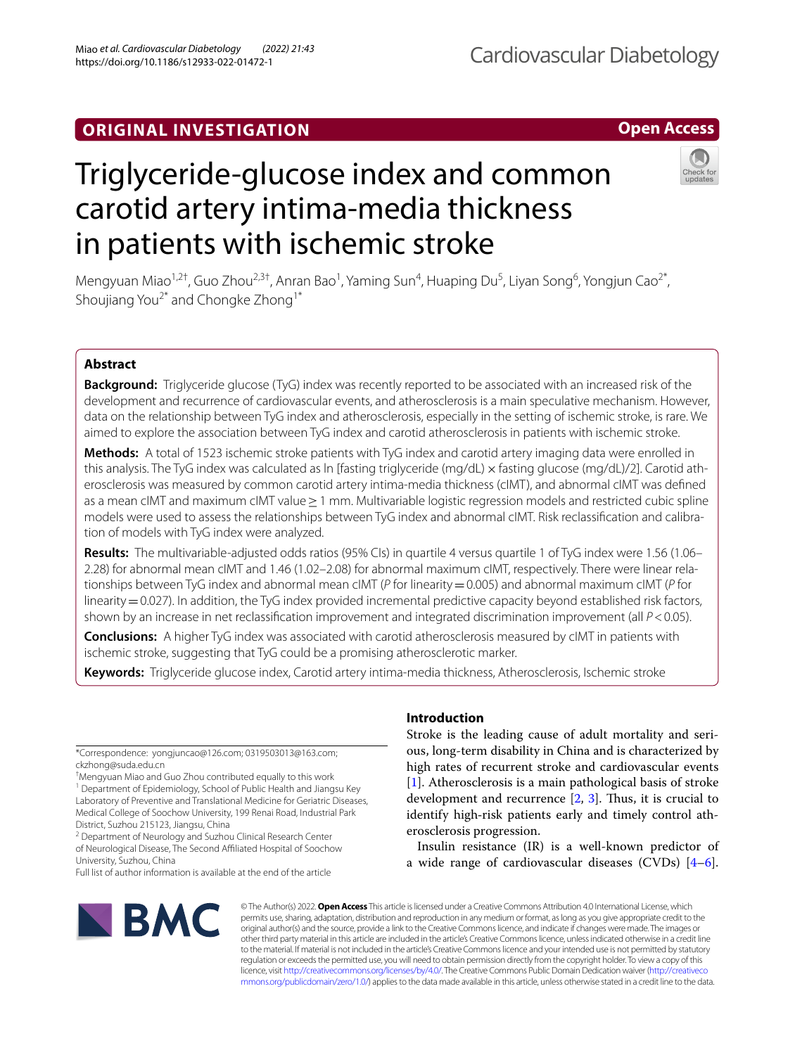**ORIGINAL INVESTIGATION**

**Open Access**

# Triglyceride-glucose index and common carotid artery intima-media thickness in patients with ischemic stroke

Mengyuan Miao[1,2†], Guo Zhou[2,3†], Anran Bao[1], Yaming Sun[4], Huaping Du[5], Liyan Song[6], Yongjun Cao[2*], Shoujiang You[2*] and Chongke Zhong[1*]

## Abstract

**Background:** Triglyceride glucose (TyG) index was recently reported to be associated with an increased risk of the development and recurrence of cardiovascular events, and atherosclerosis is a main speculative mechanism. However, data on the relationship between TyG index and atherosclerosis, especially in the setting of ischemic stroke, is rare. We aimed to explore the association between TyG index and carotid atherosclerosis in patients with ischemic stroke.

**Methods:** A total of 1523 ischemic stroke patients with TyG index and carotid artery imaging data were enrolled in this analysis. The TyG index was calculated as ln [fasting triglyceride (mg/dL) × fasting glucose (mg/dL)/2]. Carotid atherosclerosis was measured by common carotid artery intima-media thickness (cIMT), and abnormal cIMT was defined as a mean cIMT and maximum cIMT value ≥ 1 mm. Multivariable logistic regression models and restricted cubic spline models were used to assess the relationships between TyG index and abnormal cIMT. Risk reclassification and calibration of models with TyG index were analyzed.

**Results:** The multivariable-adjusted odds ratios (95% CIs) in quartile 4 versus quartile 1 of TyG index were 1.56 (1.06–2.28) for abnormal mean cIMT and 1.46 (1.02–2.08) for abnormal maximum cIMT, respectively. There were linear relationships between TyG index and abnormal mean cIMT (*P* for linearity = 0.005) and abnormal maximum cIMT (*P* for linearity = 0.027). In addition, the TyG index provided incremental predictive capacity beyond established risk factors, shown by an increase in net reclassification improvement and integrated discrimination improvement (all $P < 0.05$).

**Conclusions:** A higher TyG index was associated with carotid atherosclerosis measured by cIMT in patients with ischemic stroke, suggesting that TyG could be a promising atherosclerotic marker.

**Keywords:** Triglyceride glucose index, Carotid artery intima-media thickness, Atherosclerosis, Ischemic stroke

## Introduction

Stroke is the leading cause of adult mortality and serious, long-term disability in China and is characterized by high rates of recurrent stroke and cardiovascular events [1]. Atherosclerosis is a main pathological basis of stroke development and recurrence [2, 3]. Thus, it is crucial to identify high-risk patients early and timely control atherosclerosis progression.

Insulin resistance (IR) is a well-known predictor of a wide range of cardiovascular diseases (CVDs) [4–6].

*Correspondence: yongjuncao@126.com; 0319503013@163.com; ckzhong@suda.edu.cn

†Mengyuan Miao and Guo Zhou contributed equally to this work

[1] Department of Epidemiology, School of Public Health and Jiangsu Key Laboratory of Preventive and Translational Medicine for Geriatric Diseases, Medical College of Soochow University, 199 Renai Road, Industrial Park District, Suzhou 215123, Jiangsu, China

[2] Department of Neurology and Suzhou Clinical Research Center of Neurological Disease, The Second Affiliated Hospital of Soochow University, Suzhou, China

Full list of author information is available at the end of the article

© The Author(s) 2022. **Open Access** This article is licensed under a Creative Commons Attribution 4.0 International License, which permits use, sharing, adaptation, distribution and reproduction in any medium or format, as long as you give appropriate credit to the original author(s) and the source, provide a link to the Creative Commons licence, and indicate if changes were made. The images or other third party material in this article are included in the article's Creative Commons licence, unless indicated otherwise in a credit line to the material. If material is not included in the article's Creative Commons licence and your intended use is not permitted by statutory regulation or exceeds the permitted use, you will need to obtain permission directly from the copyright holder. To view a copy of this licence, visit http://creativecommons.org/licenses/by/4.0/. The Creative Commons Public Domain Dedication waiver (http://creativecommons.org/publicdomain/zero/1.0/) applies to the data made available in this article, unless otherwise stated in a credit line to the data.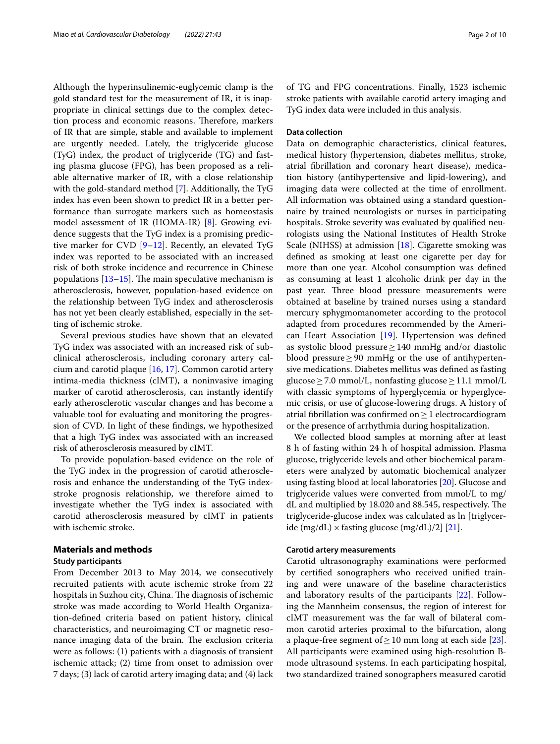Although the hyperinsulinemic-euglycemic clamp is the gold standard test for the measurement of IR, it is inappropriate in clinical settings due to the complex detection process and economic reasons. Therefore, markers of IR that are simple, stable and available to implement are urgently needed. Lately, the triglyceride glucose (TyG) index, the product of triglyceride (TG) and fasting plasma glucose (FPG), has been proposed as a reliable alternative marker of IR, with a close relationship with the gold-standard method [7]. Additionally, the TyG index has even been shown to predict IR in a better performance than surrogate markers such as homeostasis model assessment of IR (HOMA-IR) [8]. Growing evidence suggests that the TyG index is a promising predictive marker for CVD [9–12]. Recently, an elevated TyG index was reported to be associated with an increased risk of both stroke incidence and recurrence in Chinese populations [13–15]. The main speculative mechanism is atherosclerosis, however, population-based evidence on the relationship between TyG index and atherosclerosis has not yet been clearly established, especially in the setting of ischemic stroke.

Several previous studies have shown that an elevated TyG index was associated with an increased risk of subclinical atherosclerosis, including coronary artery calcium and carotid plaque [16, 17]. Common carotid artery intima-media thickness (cIMT), a noninvasive imaging marker of carotid atherosclerosis, can instantly identify early atherosclerotic vascular changes and has become a valuable tool for evaluating and monitoring the progression of CVD. In light of these findings, we hypothesized that a high TyG index was associated with an increased risk of atherosclerosis measured by cIMT.

To provide population-based evidence on the role of the TyG index in the progression of carotid atherosclerosis and enhance the understanding of the TyG index-stroke prognosis relationship, we therefore aimed to investigate whether the TyG index is associated with carotid atherosclerosis measured by cIMT in patients with ischemic stroke.

## Materials and methods

### Study participants

From December 2013 to May 2014, we consecutively recruited patients with acute ischemic stroke from 22 hospitals in Suzhou city, China. The diagnosis of ischemic stroke was made according to World Health Organization-defined criteria based on patient history, clinical characteristics, and neuroimaging CT or magnetic resonance imaging data of the brain. The exclusion criteria were as follows: (1) patients with a diagnosis of transient ischemic attack; (2) time from onset to admission over 7 days; (3) lack of carotid artery imaging data; and (4) lack of TG and FPG concentrations. Finally, 1523 ischemic stroke patients with available carotid artery imaging and TyG index data were included in this analysis.

### Data collection

Data on demographic characteristics, clinical features, medical history (hypertension, diabetes mellitus, stroke, atrial fibrillation and coronary heart disease), medication history (antihypertensive and lipid-lowering), and imaging data were collected at the time of enrollment. All information was obtained using a standard questionnaire by trained neurologists or nurses in participating hospitals. Stroke severity was evaluated by qualified neurologists using the National Institutes of Health Stroke Scale (NIHSS) at admission [18]. Cigarette smoking was defined as smoking at least one cigarette per day for more than one year. Alcohol consumption was defined as consuming at least 1 alcoholic drink per day in the past year. Three blood pressure measurements were obtained at baseline by trained nurses using a standard mercury sphygmomanometer according to the protocol adapted from procedures recommended by the American Heart Association [19]. Hypertension was defined as systolic blood pressure ≥ 140 mmHg and/or diastolic blood pressure ≥ 90 mmHg or the use of antihypertensive medications. Diabetes mellitus was defined as fasting glucose ≥ 7.0 mmol/L, nonfasting glucose ≥ 11.1 mmol/L with classic symptoms of hyperglycemia or hyperglycemic crisis, or use of glucose-lowering drugs. A history of atrial fibrillation was confirmed on ≥ 1 electrocardiogram or the presence of arrhythmia during hospitalization.

We collected blood samples at morning after at least 8 h of fasting within 24 h of hospital admission. Plasma glucose, triglyceride levels and other biochemical parameters were analyzed by automatic biochemical analyzer using fasting blood at local laboratories [20]. Glucose and triglyceride values were converted from mmol/L to mg/dL and multiplied by 18.020 and 88.545, respectively. The triglyceride-glucose index was calculated as ln [triglyceride (mg/dL) × fasting glucose (mg/dL)/2] [21].

### Carotid artery measurements

Carotid ultrasonography examinations were performed by certified sonographers who received unified training and were unaware of the baseline characteristics and laboratory results of the participants [22]. Following the Mannheim consensus, the region of interest for cIMT measurement was the far wall of bilateral common carotid arteries proximal to the bifurcation, along a plaque-free segment of ≥ 10 mm long at each side [23]. All participants were examined using high-resolution B-mode ultrasound systems. In each participating hospital, two standardized trained sonographers measured carotid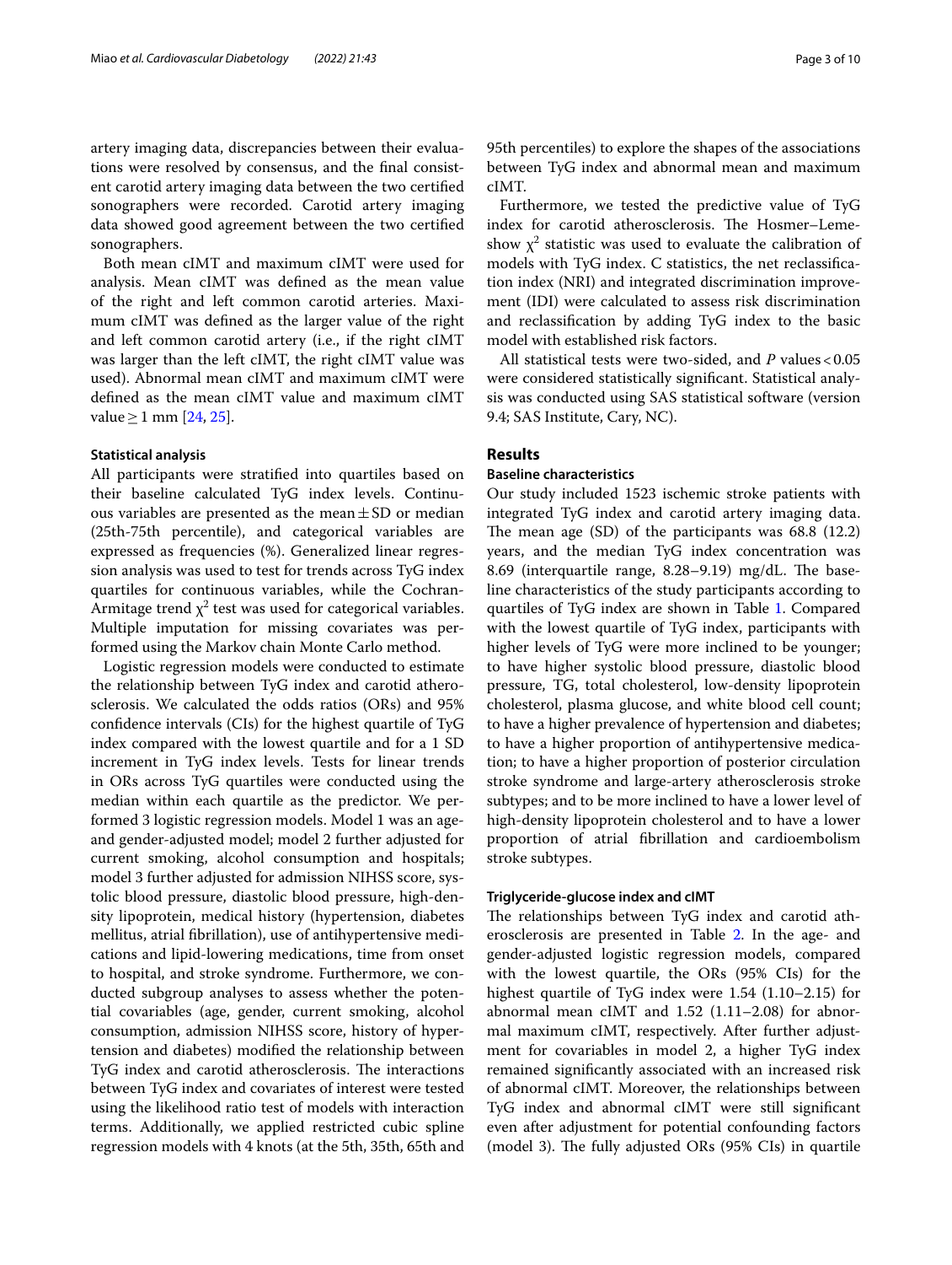artery imaging data, discrepancies between their evaluations were resolved by consensus, and the final consistent carotid artery imaging data between the two certified sonographers were recorded. Carotid artery imaging data showed good agreement between the two certified sonographers.

Both mean cIMT and maximum cIMT were used for analysis. Mean cIMT was defined as the mean value of the right and left common carotid arteries. Maximum cIMT was defined as the larger value of the right and left common carotid artery (i.e., if the right cIMT was larger than the left cIMT, the right cIMT value was used). Abnormal mean cIMT and maximum cIMT were defined as the mean cIMT value and maximum cIMT value ≥ 1 mm [24, 25].

### Statistical analysis

All participants were stratified into quartiles based on their baseline calculated TyG index levels. Continuous variables are presented as the mean ± SD or median (25th-75th percentile), and categorical variables are expressed as frequencies (%). Generalized linear regression analysis was used to test for trends across TyG index quartiles for continuous variables, while the Cochran-Armitage trend $\chi^2$ test was used for categorical variables. Multiple imputation for missing covariates was performed using the Markov chain Monte Carlo method.

Logistic regression models were conducted to estimate the relationship between TyG index and carotid atherosclerosis. We calculated the odds ratios (ORs) and 95% confidence intervals (CIs) for the highest quartile of TyG index compared with the lowest quartile and for a 1 SD increment in TyG index levels. Tests for linear trends in ORs across TyG quartiles were conducted using the median within each quartile as the predictor. We performed 3 logistic regression models. Model 1 was an age- and gender-adjusted model; model 2 further adjusted for current smoking, alcohol consumption and hospitals; model 3 further adjusted for admission NIHSS score, systolic blood pressure, diastolic blood pressure, high-density lipoprotein, medical history (hypertension, diabetes mellitus, atrial fibrillation), use of antihypertensive medications and lipid-lowering medications, time from onset to hospital, and stroke syndrome. Furthermore, we conducted subgroup analyses to assess whether the potential covariables (age, gender, current smoking, alcohol consumption, admission NIHSS score, history of hypertension and diabetes) modified the relationship between TyG index and carotid atherosclerosis. The interactions between TyG index and covariates of interest were tested using the likelihood ratio test of models with interaction terms. Additionally, we applied restricted cubic spline regression models with 4 knots (at the 5th, 35th, 65th and 95th percentiles) to explore the shapes of the associations between TyG index and abnormal mean and maximum cIMT.

Furthermore, we tested the predictive value of TyG index for carotid atherosclerosis. The Hosmer–Lemeshow $\chi^2$ statistic was used to evaluate the calibration of models with TyG index. C statistics, the net reclassification index (NRI) and integrated discrimination improvement (IDI) were calculated to assess risk discrimination and reclassification by adding TyG index to the basic model with established risk factors.

All statistical tests were two-sided, and $P$ values < 0.05 were considered statistically significant. Statistical analysis was conducted using SAS statistical software (version 9.4; SAS Institute, Cary, NC).

## Results

### Baseline characteristics

Our study included 1523 ischemic stroke patients with integrated TyG index and carotid artery imaging data. The mean age (SD) of the participants was 68.8 (12.2) years, and the median TyG index concentration was 8.69 (interquartile range, 8.28–9.19) mg/dL. The baseline characteristics of the study participants according to quartiles of TyG index are shown in Table 1. Compared with the lowest quartile of TyG index, participants with higher levels of TyG were more inclined to be younger; to have higher systolic blood pressure, diastolic blood pressure, TG, total cholesterol, low-density lipoprotein cholesterol, plasma glucose, and white blood cell count; to have a higher prevalence of hypertension and diabetes; to have a higher proportion of antihypertensive medication; to have a higher proportion of posterior circulation stroke syndrome and large-artery atherosclerosis stroke subtypes; and to be more inclined to have a lower level of high-density lipoprotein cholesterol and to have a lower proportion of atrial fibrillation and cardioembolism stroke subtypes.

### Triglyceride-glucose index and cIMT

The relationships between TyG index and carotid atherosclerosis are presented in Table 2. In the age- and gender-adjusted logistic regression models, compared with the lowest quartile, the ORs (95% CIs) for the highest quartile of TyG index were 1.54 (1.10–2.15) for abnormal mean cIMT and 1.52 (1.11–2.08) for abnormal maximum cIMT, respectively. After further adjustment for covariables in model 2, a higher TyG index remained significantly associated with an increased risk of abnormal cIMT. Moreover, the relationships between TyG index and abnormal cIMT were still significant even after adjustment for potential confounding factors (model 3). The fully adjusted ORs (95% CIs) in quartile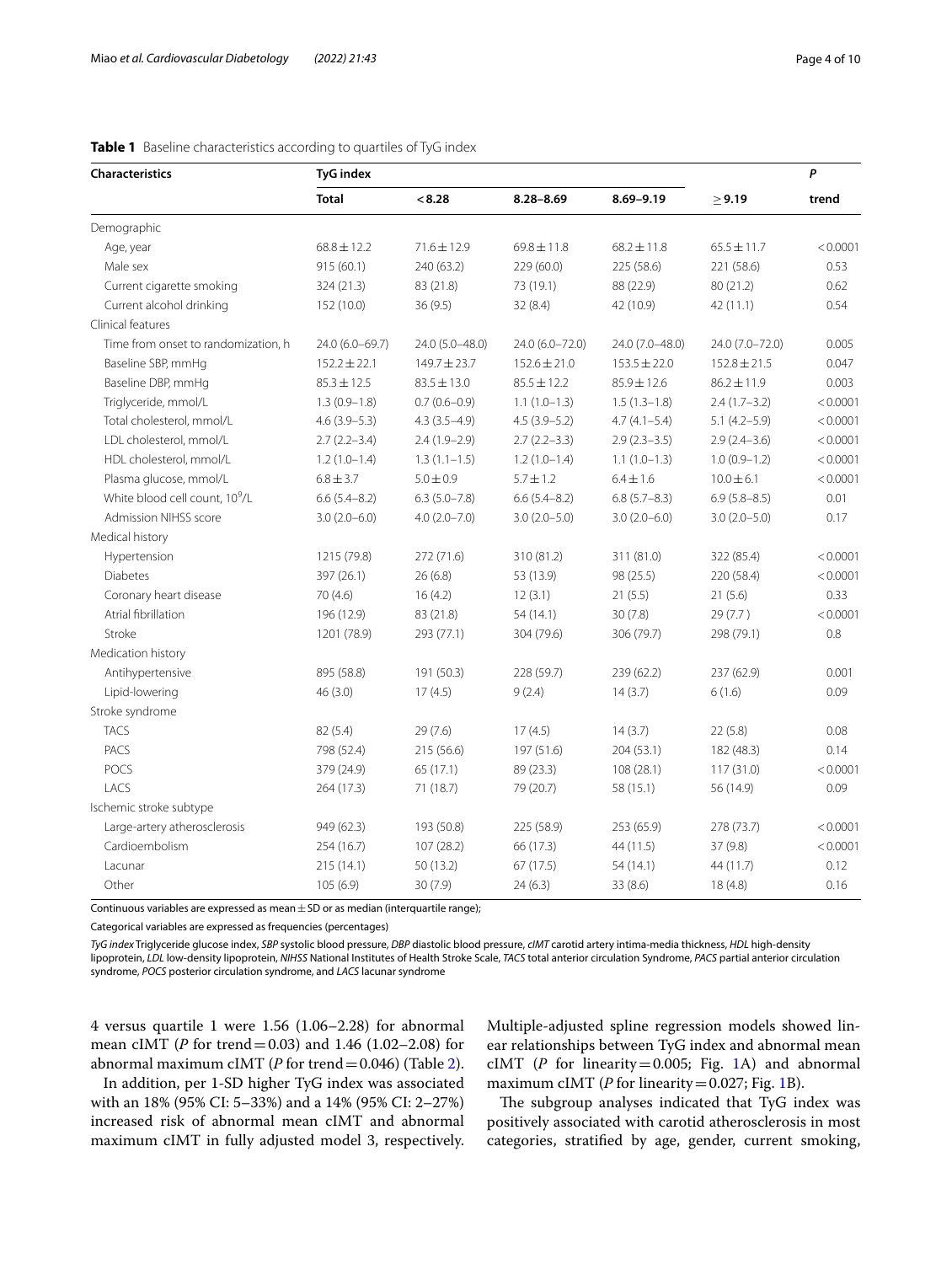**Table 1** Baseline characteristics according to quartiles of TyG index

| Characteristics | TyG index | | | | | *P* |
|---|---|---|---|---|---|---|
| | **Total** | **< 8.28** | **8.28–8.69** | **8.69–9.19** | **≥ 9.19** | **trend** |
| Demographic | | | | | | |
| Age, year | 68.8 ± 12.2 | 71.6 ± 12.9 | 69.8 ± 11.8 | 68.2 ± 11.8 | 65.5 ± 11.7 | < 0.0001 |
| Male sex | 915 (60.1) | 240 (63.2) | 229 (60.0) | 225 (58.6) | 221 (58.6) | 0.53 |
| Current cigarette smoking | 324 (21.3) | 83 (21.8) | 73 (19.1) | 88 (22.9) | 80 (21.2) | 0.62 |
| Current alcohol drinking | 152 (10.0) | 36 (9.5) | 32 (8.4) | 42 (10.9) | 42 (11.1) | 0.54 |
| Clinical features | | | | | | |
| Time from onset to randomization, h | 24.0 (6.0–69.7) | 24.0 (5.0–48.0) | 24.0 (6.0–72.0) | 24.0 (7.0–48.0) | 24.0 (7.0–72.0) | 0.005 |
| Baseline SBP, mmHg | 152.2 ± 22.1 | 149.7 ± 23.7 | 152.6 ± 21.0 | 153.5 ± 22.0 | 152.8 ± 21.5 | 0.047 |
| Baseline DBP, mmHg | 85.3 ± 12.5 | 83.5 ± 13.0 | 85.5 ± 12.2 | 85.9 ± 12.6 | 86.2 ± 11.9 | 0.003 |
| Triglyceride, mmol/L | 1.3 (0.9–1.8) | 0.7 (0.6–0.9) | 1.1 (1.0–1.3) | 1.5 (1.3–1.8) | 2.4 (1.7–3.2) | < 0.0001 |
| Total cholesterol, mmol/L | 4.6 (3.9–5.3) | 4.3 (3.5–4.9) | 4.5 (3.9–5.2) | 4.7 (4.1–5.4) | 5.1 (4.2–5.9) | < 0.0001 |
| LDL cholesterol, mmol/L | 2.7 (2.2–3.4) | 2.4 (1.9–2.9) | 2.7 (2.2–3.3) | 2.9 (2.3–3.5) | 2.9 (2.4–3.6) | < 0.0001 |
| HDL cholesterol, mmol/L | 1.2 (1.0–1.4) | 1.3 (1.1–1.5) | 1.2 (1.0–1.4) | 1.1 (1.0–1.3) | 1.0 (0.9–1.2) | < 0.0001 |
| Plasma glucose, mmol/L | 6.8 ± 3.7 | 5.0 ± 0.9 | 5.7 ± 1.2 | 6.4 ± 1.6 | 10.0 ± 6.1 | < 0.0001 |
| White blood cell count, $10^9$/L | 6.6 (5.4–8.2) | 6.3 (5.0–7.8) | 6.6 (5.4–8.2) | 6.8 (5.7–8.3) | 6.9 (5.8–8.5) | 0.01 |
| Admission NIHSS score | 3.0 (2.0–6.0) | 4.0 (2.0–7.0) | 3.0 (2.0–5.0) | 3.0 (2.0–6.0) | 3.0 (2.0–5.0) | 0.17 |
| Medical history | | | | | | |
| Hypertension | 1215 (79.8) | 272 (71.6) | 310 (81.2) | 311 (81.0) | 322 (85.4) | < 0.0001 |
| Diabetes | 397 (26.1) | 26 (6.8) | 53 (13.9) | 98 (25.5) | 220 (58.4) | < 0.0001 |
| Coronary heart disease | 70 (4.6) | 16 (4.2) | 12 (3.1) | 21 (5.5) | 21 (5.6) | 0.33 |
| Atrial fibrillation | 196 (12.9) | 83 (21.8) | 54 (14.1) | 30 (7.8) | 29 (7.7) | < 0.0001 |
| Stroke | 1201 (78.9) | 293 (77.1) | 304 (79.6) | 306 (79.7) | 298 (79.1) | 0.8 |
| Medication history | | | | | | |
| Antihypertensive | 895 (58.8) | 191 (50.3) | 228 (59.7) | 239 (62.2) | 237 (62.9) | 0.001 |
| Lipid-lowering | 46 (3.0) | 17 (4.5) | 9 (2.4) | 14 (3.7) | 6 (1.6) | 0.09 |
| Stroke syndrome | | | | | | |
| TACS | 82 (5.4) | 29 (7.6) | 17 (4.5) | 14 (3.7) | 22 (5.8) | 0.08 |
| PACS | 798 (52.4) | 215 (56.6) | 197 (51.6) | 204 (53.1) | 182 (48.3) | 0.14 |
| POCS | 379 (24.9) | 65 (17.1) | 89 (23.3) | 108 (28.1) | 117 (31.0) | < 0.0001 |
| LACS | 264 (17.3) | 71 (18.7) | 79 (20.7) | 58 (15.1) | 56 (14.9) | 0.09 |
| Ischemic stroke subtype | | | | | | |
| Large-artery atherosclerosis | 949 (62.3) | 193 (50.8) | 225 (58.9) | 253 (65.9) | 278 (73.7) | < 0.0001 |
| Cardioembolism | 254 (16.7) | 107 (28.2) | 66 (17.3) | 44 (11.5) | 37 (9.8) | < 0.0001 |
| Lacunar | 215 (14.1) | 50 (13.2) | 67 (17.5) | 54 (14.1) | 44 (11.7) | 0.12 |
| Other | 105 (6.9) | 30 (7.9) | 24 (6.3) | 33 (8.6) | 18 (4.8) | 0.16 |

Continuous variables are expressed as mean ± SD or as median (interquartile range);

Categorical variables are expressed as frequencies (percentages)

*TyG index* Triglyceride glucose index, *SBP* systolic blood pressure, *DBP* diastolic blood pressure, *cIMT* carotid artery intima-media thickness, *HDL* high-density lipoprotein, *LDL* low-density lipoprotein, *NIHSS* National Institutes of Health Stroke Scale, *TACS* total anterior circulation Syndrome, *PACS* partial anterior circulation syndrome, *POCS* posterior circulation syndrome, and *LACS* lacunar syndrome

4 versus quartile 1 were 1.56 (1.06–2.28) for abnormal mean cIMT (*P* for trend = 0.03) and 1.46 (1.02–2.08) for abnormal maximum cIMT (*P* for trend = 0.046) (Table 2).

In addition, per 1-SD higher TyG index was associated with an 18% (95% CI: 5–33%) and a 14% (95% CI: 2–27%) increased risk of abnormal mean cIMT and abnormal maximum cIMT in fully adjusted model 3, respectively. Multiple-adjusted spline regression models showed linear relationships between TyG index and abnormal mean cIMT (*P* for linearity = 0.005; Fig. 1A) and abnormal maximum cIMT (*P* for linearity = 0.027; Fig. 1B).

The subgroup analyses indicated that TyG index was positively associated with carotid atherosclerosis in most categories, stratified by age, gender, current smoking,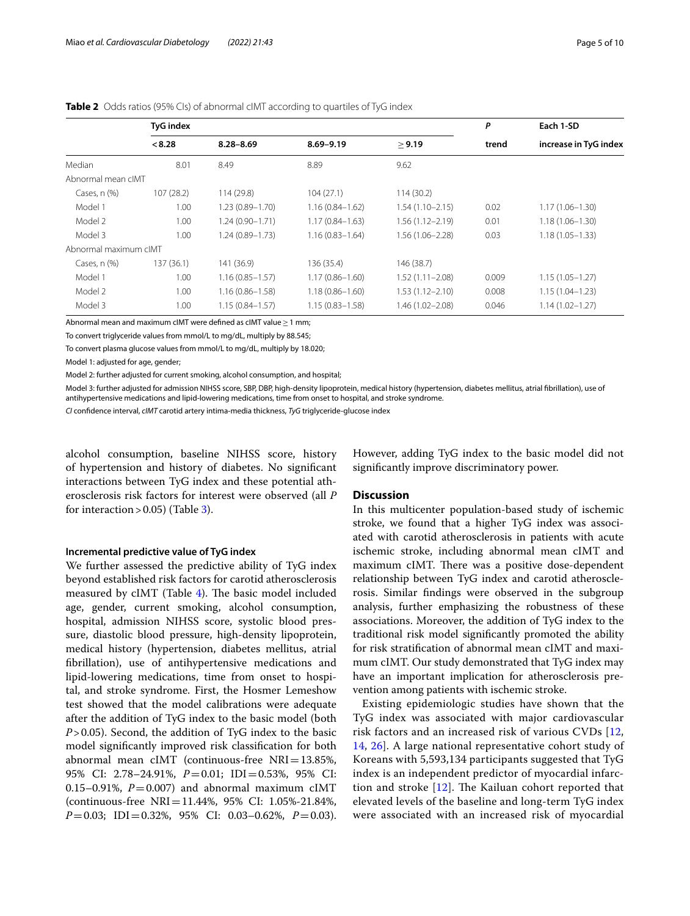**Table 2** Odds ratios (95% CIs) of abnormal cIMT according to quartiles of TyG index

| | TyG index | | | | P | Each 1-SD |
|---|---|---|---|---|---|---|
| | < 8.28 | 8.28–8.69 | 8.69–9.19 | ≥ 9.19 | trend | increase in TyG index |
| Median | 8.01 | 8.49 | 8.89 | 9.62 | | |
| Abnormal mean cIMT | | | | | | |
| Cases, n (%) | 107 (28.2) | 114 (29.8) | 104 (27.1) | 114 (30.2) | | |
| Model 1 | 1.00 | 1.23 (0.89–1.70) | 1.16 (0.84–1.62) | 1.54 (1.10–2.15) | 0.02 | 1.17 (1.06–1.30) |
| Model 2 | 1.00 | 1.24 (0.90–1.71) | 1.17 (0.84–1.63) | 1.56 (1.12–2.19) | 0.01 | 1.18 (1.06–1.30) |
| Model 3 | 1.00 | 1.24 (0.89–1.73) | 1.16 (0.83–1.64) | 1.56 (1.06–2.28) | 0.03 | 1.18 (1.05–1.33) |
| Abnormal maximum cIMT | | | | | | |
| Cases, n (%) | 137 (36.1) | 141 (36.9) | 136 (35.4) | 146 (38.7) | | |
| Model 1 | 1.00 | 1.16 (0.85–1.57) | 1.17 (0.86–1.60) | 1.52 (1.11–2.08) | 0.009 | 1.15 (1.05–1.27) |
| Model 2 | 1.00 | 1.16 (0.86–1.58) | 1.18 (0.86–1.60) | 1.53 (1.12–2.10) | 0.008 | 1.15 (1.04–1.23) |
| Model 3 | 1.00 | 1.15 (0.84–1.57) | 1.15 (0.83–1.58) | 1.46 (1.02–2.08) | 0.046 | 1.14 (1.02–1.27) |

Abnormal mean and maximum cIMT were defined as cIMT value ≥ 1 mm;

To convert triglyceride values from mmol/L to mg/dL, multiply by 88.545;

To convert plasma glucose values from mmol/L to mg/dL, multiply by 18.020;

Model 1: adjusted for age, gender;

Model 2: further adjusted for current smoking, alcohol consumption, and hospital;

Model 3: further adjusted for admission NIHSS score, SBP, DBP, high-density lipoprotein, medical history (hypertension, diabetes mellitus, atrial fibrillation), use of antihypertensive medications and lipid-lowering medications, time from onset to hospital, and stroke syndrome.

*CI* confidence interval, *cIMT* carotid artery intima-media thickness, *TyG* triglyceride-glucose index

alcohol consumption, baseline NIHSS score, history of hypertension and history of diabetes. No significant interactions between TyG index and these potential atherosclerosis risk factors for interest were observed (all *P* for interaction > 0.05) (Table 3).

#### Incremental predictive value of TyG index

We further assessed the predictive ability of TyG index beyond established risk factors for carotid atherosclerosis measured by cIMT (Table 4). The basic model included age, gender, current smoking, alcohol consumption, hospital, admission NIHSS score, systolic blood pressure, diastolic blood pressure, high-density lipoprotein, medical history (hypertension, diabetes mellitus, atrial fibrillation), use of antihypertensive medications and lipid-lowering medications, time from onset to hospital, and stroke syndrome. First, the Hosmer Lemeshow test showed that the model calibrations were adequate after the addition of TyG index to the basic model (both $P > 0.05$). Second, the addition of TyG index to the basic model significantly improved risk classification for both abnormal mean cIMT (continuous-free NRI = 13.85%, 95% CI: 2.78–24.91%, $P = 0.01$; IDI = 0.53%, 95% CI: 0.15–0.91%, $P = 0.007$) and abnormal maximum cIMT (continuous-free NRI = 11.44%, 95% CI: 1.05%-21.84%, $P = 0.03$; IDI = 0.32%, 95% CI: 0.03–0.62%, $P = 0.03$). However, adding TyG index to the basic model did not significantly improve discriminatory power.

## Discussion

In this multicenter population-based study of ischemic stroke, we found that a higher TyG index was associated with carotid atherosclerosis in patients with acute ischemic stroke, including abnormal mean cIMT and maximum cIMT. There was a positive dose-dependent relationship between TyG index and carotid atherosclerosis. Similar findings were observed in the subgroup analysis, further emphasizing the robustness of these associations. Moreover, the addition of TyG index to the traditional risk model significantly promoted the ability for risk stratification of abnormal mean cIMT and maximum cIMT. Our study demonstrated that TyG index may have an important implication for atherosclerosis prevention among patients with ischemic stroke.

Existing epidemiologic studies have shown that the TyG index was associated with major cardiovascular risk factors and an increased risk of various CVDs [12, 14, 26]. A large national representative cohort study of Koreans with 5,593,134 participants suggested that TyG index is an independent predictor of myocardial infarction and stroke [12]. The Kailuan cohort reported that elevated levels of the baseline and long-term TyG index were associated with an increased risk of myocardial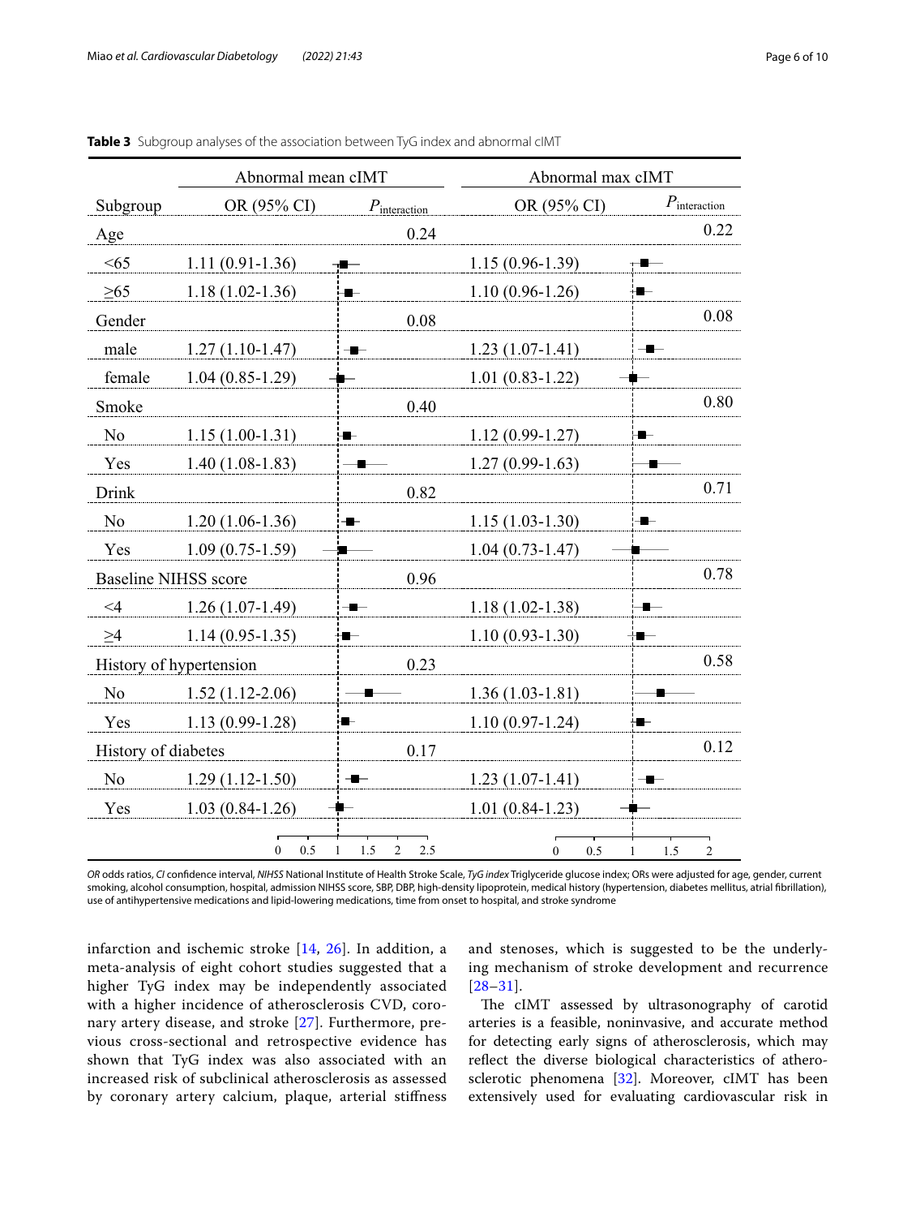**Table 3** Subgroup analyses of the association between TyG index and abnormal cIMT

| | Abnormal mean cIMT | | Abnormal max cIMT | |
|---|---|---|---|---|
| Subgroup | OR (95% CI) | $P_{interaction}$ | OR (95% CI) | $P_{interaction}$ |
| Age | | 0.24 | | 0.22 |
| <65 | 1.11 (0.91-1.36) | | 1.15 (0.96-1.39) | |
| ≥65 | 1.18 (1.02-1.36) | | 1.10 (0.96-1.26) | |
| Gender | | 0.08 | | 0.08 |
| male | 1.27 (1.10-1.47) | | 1.23 (1.07-1.41) | |
| female | 1.04 (0.85-1.29) | | 1.01 (0.83-1.22) | |
| Smoke | | 0.40 | | 0.80 |
| No | 1.15 (1.00-1.31) | | 1.12 (0.99-1.27) | |
| Yes | 1.40 (1.08-1.83) | | 1.27 (0.99-1.63) | |
| Drink | | 0.82 | | 0.71 |
| No | 1.20 (1.06-1.36) | | 1.15 (1.03-1.30) | |
| Yes | 1.09 (0.75-1.59) | | 1.04 (0.73-1.47) | |
| Baseline NIHSS score | | 0.96 | | 0.78 |
| <4 | 1.26 (1.07-1.49) | | 1.18 (1.02-1.38) | |
| ≥4 | 1.14 (0.95-1.35) | | 1.10 (0.93-1.30) | |
| History of hypertension | | 0.23 | | 0.58 |
| No | 1.52 (1.12-2.06) | | 1.36 (1.03-1.81) | |
| Yes | 1.13 (0.99-1.28) | | 1.10 (0.97-1.24) | |
| History of diabetes | | 0.17 | | 0.12 |
| No | 1.29 (1.12-1.50) | | 1.23 (1.07-1.41) | |
| Yes | 1.03 (0.84-1.26) | | 1.01 (0.84-1.23) | |

*OR* odds ratios, *CI* confidence interval, *NIHSS* National Institute of Health Stroke Scale, *TyG index* Triglyceride glucose index; ORs were adjusted for age, gender, current smoking, alcohol consumption, hospital, admission NIHSS score, SBP, DBP, high-density lipoprotein, medical history (hypertension, diabetes mellitus, atrial fibrillation), use of antihypertensive medications and lipid-lowering medications, time from onset to hospital, and stroke syndrome

infarction and ischemic stroke [14, 26]. In addition, a meta-analysis of eight cohort studies suggested that a higher TyG index may be independently associated with a higher incidence of atherosclerosis CVD, coronary artery disease, and stroke [27]. Furthermore, previous cross-sectional and retrospective evidence has shown that TyG index was also associated with an increased risk of subclinical atherosclerosis as assessed by coronary artery calcium, plaque, arterial stiffness and stenoses, which is suggested to be the underlying mechanism of stroke development and recurrence [28–31].

The cIMT assessed by ultrasonography of carotid arteries is a feasible, noninvasive, and accurate method for detecting early signs of atherosclerosis, which may reflect the diverse biological characteristics of atherosclerotic phenomena [32]. Moreover, cIMT has been extensively used for evaluating cardiovascular risk in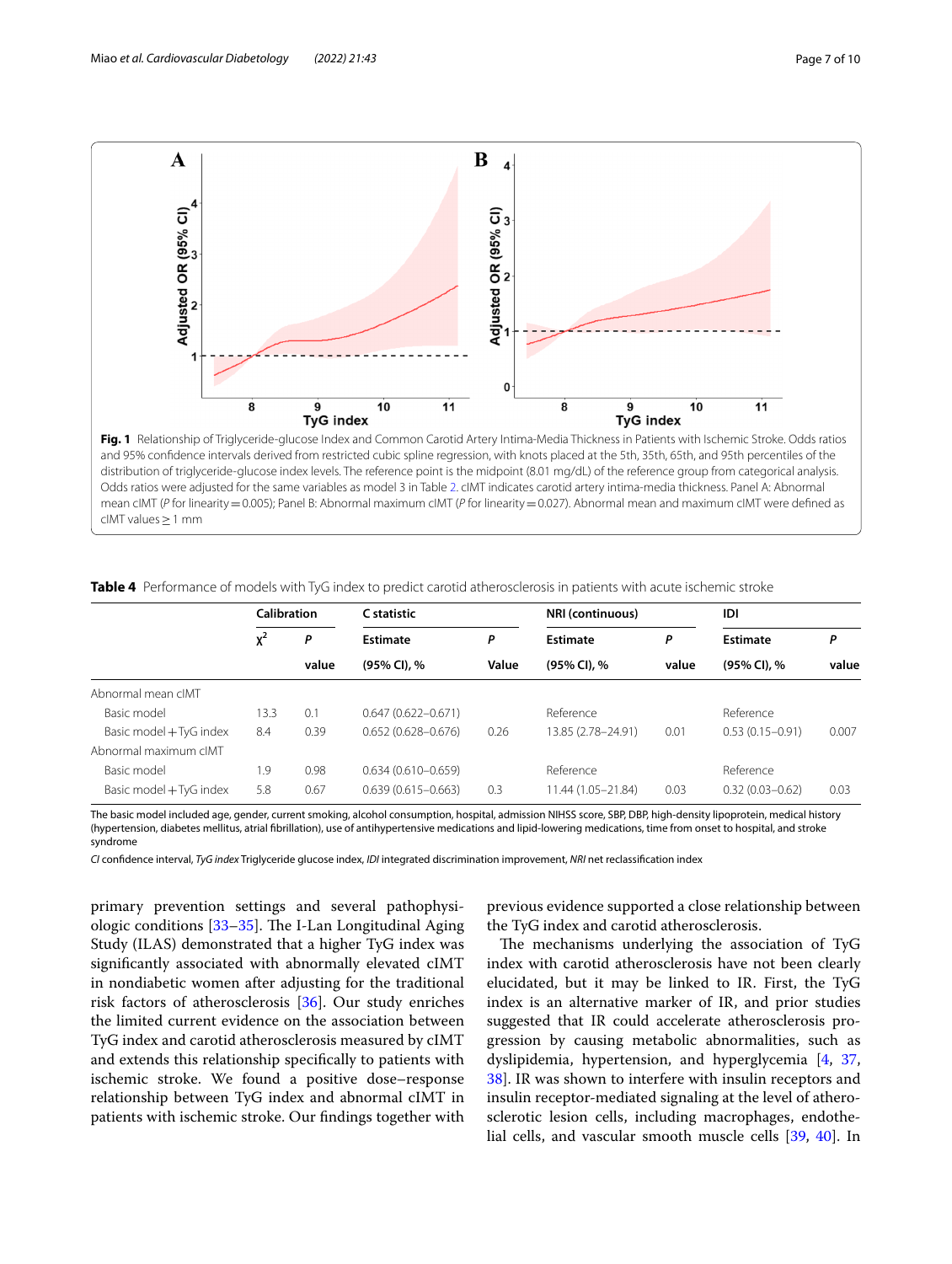**Fig. 1** Relationship of Triglyceride-glucose Index and Common Carotid Artery Intima-Media Thickness in Patients with Ischemic Stroke. Odds ratios and 95% confidence intervals derived from restricted cubic spline regression, with knots placed at the 5th, 35th, 65th, and 95th percentiles of the distribution of triglyceride-glucose index levels. The reference point is the midpoint (8.01 mg/dL) of the reference group from categorical analysis. Odds ratios were adjusted for the same variables as model 3 in Table 2. cIMT indicates carotid artery intima-media thickness. Panel A: Abnormal mean cIMT (*P* for linearity = 0.005); Panel B: Abnormal maximum cIMT (*P* for linearity = 0.027). Abnormal mean and maximum cIMT were defined as cIMT values ≥ 1 mm

**Table 4** Performance of models with TyG index to predict carotid atherosclerosis in patients with acute ischemic stroke

| | Calibration | | C statistic | | NRI (continuous) | | IDI | |
|---|---|---|---|---|---|---|---|---|
| | $\chi^2$ | *P* value | Estimate (95% CI), % | *P* Value | Estimate (95% CI), % | *P* value | Estimate (95% CI), % | *P* value |
| Abnormal mean cIMT | | | | | | | | |
| Basic model | 13.3 | 0.1 | 0.647 (0.622–0.671) | | Reference | | Reference | |
| Basic model + TyG index | 8.4 | 0.39 | 0.652 (0.628–0.676) | 0.26 | 13.85 (2.78–24.91) | 0.01 | 0.53 (0.15–0.91) | 0.007 |
| Abnormal maximum cIMT | | | | | | | | |
| Basic model | 1.9 | 0.98 | 0.634 (0.610–0.659) | | Reference | | Reference | |
| Basic model + TyG index | 5.8 | 0.67 | 0.639 (0.615–0.663) | 0.3 | 11.44 (1.05–21.84) | 0.03 | 0.32 (0.03–0.62) | 0.03 |

The basic model included age, gender, current smoking, alcohol consumption, hospital, admission NIHSS score, SBP, DBP, high-density lipoprotein, medical history (hypertension, diabetes mellitus, atrial fibrillation), use of antihypertensive medications and lipid-lowering medications, time from onset to hospital, and stroke syndrome

*CI* confidence interval, *TyG index* Triglyceride glucose index, *IDI* integrated discrimination improvement, *NRI* net reclassification index

primary prevention settings and several pathophysiologic conditions [33–35]. The I-Lan Longitudinal Aging Study (ILAS) demonstrated that a higher TyG index was significantly associated with abnormally elevated cIMT in nondiabetic women after adjusting for the traditional risk factors of atherosclerosis [36]. Our study enriches the limited current evidence on the association between TyG index and carotid atherosclerosis measured by cIMT and extends this relationship specifically to patients with ischemic stroke. We found a positive dose–response relationship between TyG index and abnormal cIMT in patients with ischemic stroke. Our findings together with previous evidence supported a close relationship between the TyG index and carotid atherosclerosis.

The mechanisms underlying the association of TyG index with carotid atherosclerosis have not been clearly elucidated, but it may be linked to IR. First, the TyG index is an alternative marker of IR, and prior studies suggested that IR could accelerate atherosclerosis progression by causing metabolic abnormalities, such as dyslipidemia, hypertension, and hyperglycemia [4, 37, 38]. IR was shown to interfere with insulin receptors and insulin receptor-mediated signaling at the level of atherosclerotic lesion cells, including macrophages, endothelial cells, and vascular smooth muscle cells [39, 40]. In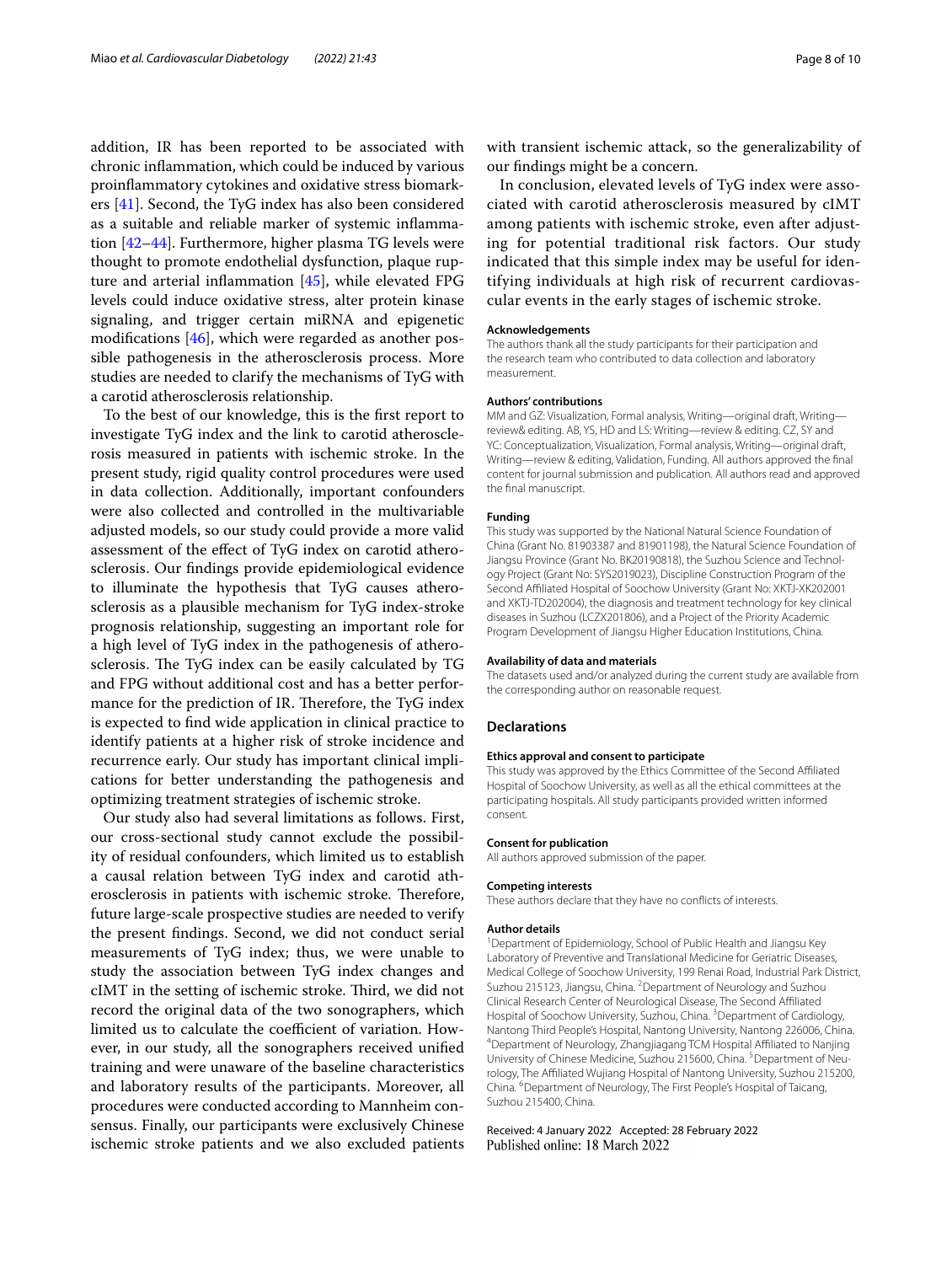addition, IR has been reported to be associated with chronic inflammation, which could be induced by various proinflammatory cytokines and oxidative stress biomarkers [41]. Second, the TyG index has also been considered as a suitable and reliable marker of systemic inflammation [42–44]. Furthermore, higher plasma TG levels were thought to promote endothelial dysfunction, plaque rupture and arterial inflammation [45], while elevated FPG levels could induce oxidative stress, alter protein kinase signaling, and trigger certain miRNA and epigenetic modifications [46], which were regarded as another possible pathogenesis in the atherosclerosis process. More studies are needed to clarify the mechanisms of TyG with a carotid atherosclerosis relationship.

To the best of our knowledge, this is the first report to investigate TyG index and the link to carotid atherosclerosis measured in patients with ischemic stroke. In the present study, rigid quality control procedures were used in data collection. Additionally, important confounders were also collected and controlled in the multivariable adjusted models, so our study could provide a more valid assessment of the effect of TyG index on carotid atherosclerosis. Our findings provide epidemiological evidence to illuminate the hypothesis that TyG causes atherosclerosis as a plausible mechanism for TyG index-stroke prognosis relationship, suggesting an important role for a high level of TyG index in the pathogenesis of atherosclerosis. The TyG index can be easily calculated by TG and FPG without additional cost and has a better performance for the prediction of IR. Therefore, the TyG index is expected to find wide application in clinical practice to identify patients at a higher risk of stroke incidence and recurrence early. Our study has important clinical implications for better understanding the pathogenesis and optimizing treatment strategies of ischemic stroke.

Our study also had several limitations as follows. First, our cross-sectional study cannot exclude the possibility of residual confounders, which limited us to establish a causal relation between TyG index and carotid atherosclerosis in patients with ischemic stroke. Therefore, future large-scale prospective studies are needed to verify the present findings. Second, we did not conduct serial measurements of TyG index; thus, we were unable to study the association between TyG index changes and cIMT in the setting of ischemic stroke. Third, we did not record the original data of the two sonographers, which limited us to calculate the coefficient of variation. However, in our study, all the sonographers received unified training and were unaware of the baseline characteristics and laboratory results of the participants. Moreover, all procedures were conducted according to Mannheim consensus. Finally, our participants were exclusively Chinese ischemic stroke patients and we also excluded patients with transient ischemic attack, so the generalizability of our findings might be a concern.

In conclusion, elevated levels of TyG index were associated with carotid atherosclerosis measured by cIMT among patients with ischemic stroke, even after adjusting for potential traditional risk factors. Our study indicated that this simple index may be useful for identifying individuals at high risk of recurrent cardiovascular events in the early stages of ischemic stroke.

#### Acknowledgements
The authors thank all the study participants for their participation and the research team who contributed to data collection and laboratory measurement.

#### Authors' contributions
MM and GZ: Visualization, Formal analysis, Writing—original draft, Writing—review& editing. AB, YS, HD and LS: Writing—review & editing. CZ, SY and YC: Conceptualization, Visualization, Formal analysis, Writing—original draft, Writing—review & editing, Validation, Funding. All authors approved the final content for journal submission and publication. All authors read and approved the final manuscript.

#### Funding
This study was supported by the National Natural Science Foundation of China (Grant No. 81903387 and 81901198), the Natural Science Foundation of Jiangsu Province (Grant No. BK20190818), the Suzhou Science and Technology Project (Grant No: SYS2019023), Discipline Construction Program of the Second Affiliated Hospital of Soochow University (Grant No: XKTJ-XK202001 and XKTJ-TD202004), the diagnosis and treatment technology for key clinical diseases in Suzhou (LCZX201806), and a Project of the Priority Academic Program Development of Jiangsu Higher Education Institutions, China.

#### Availability of data and materials
The datasets used and/or analyzed during the current study are available from the corresponding author on reasonable request.

### Declarations

#### Ethics approval and consent to participate
This study was approved by the Ethics Committee of the Second Affiliated Hospital of Soochow University, as well as all the ethical committees at the participating hospitals. All study participants provided written informed consent.

#### Consent for publication
All authors approved submission of the paper.

#### Competing interests
These authors declare that they have no conflicts of interests.

#### Author details
[1]Department of Epidemiology, School of Public Health and Jiangsu Key Laboratory of Preventive and Translational Medicine for Geriatric Diseases, Medical College of Soochow University, 199 Renai Road, Industrial Park District, Suzhou 215123, Jiangsu, China. [2]Department of Neurology and Suzhou Clinical Research Center of Neurological Disease, The Second Affiliated Hospital of Soochow University, Suzhou, China. [3]Department of Cardiology, Nantong Third People's Hospital, Nantong University, Nantong 226006, China. [4]Department of Neurology, Zhangjiagang TCM Hospital Affiliated to Nanjing University of Chinese Medicine, Suzhou 215600, China. [5]Department of Neurology, The Affiliated Wujiang Hospital of Nantong University, Suzhou 215200, China. [6]Department of Neurology, The First People's Hospital of Taicang, Suzhou 215400, China.

Received: 4 January 2022 Accepted: 28 February 2022
Published online: 18 March 2022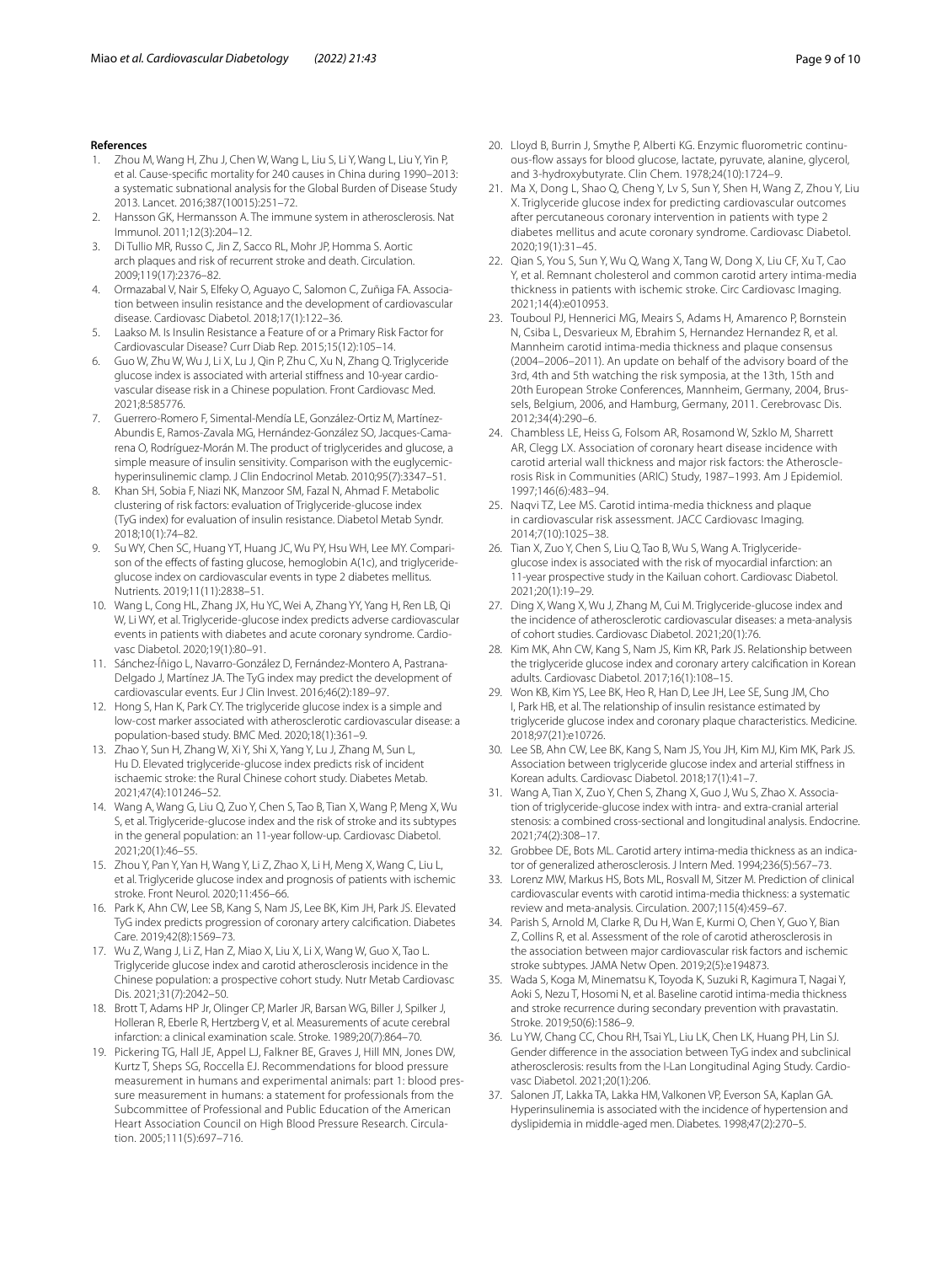## References

1. Zhou M, Wang H, Zhu J, Chen W, Wang L, Liu S, Li Y, Wang L, Liu Y, Yin P, et al. Cause-specific mortality for 240 causes in China during 1990–2013: a systematic subnational analysis for the Global Burden of Disease Study 2013. Lancet. 2016;387(10015):251–72.
2. Hansson GK, Hermansson A. The immune system in atherosclerosis. Nat Immunol. 2011;12(3):204–12.
3. Di Tullio MR, Russo C, Jin Z, Sacco RL, Mohr JP, Homma S. Aortic arch plaques and risk of recurrent stroke and death. Circulation. 2009;119(17):2376–82.
4. Ormazabal V, Nair S, Elfeky O, Aguayo C, Salomon C, Zuñiga FA. Association between insulin resistance and the development of cardiovascular disease. Cardiovasc Diabetol. 2018;17(1):122–36.
5. Laakso M. Is Insulin Resistance a Feature of or a Primary Risk Factor for Cardiovascular Disease? Curr Diab Rep. 2015;15(12):105–14.
6. Guo W, Zhu W, Wu J, Li X, Lu J, Qin P, Zhu C, Xu N, Zhang Q. Triglyceride glucose index is associated with arterial stiffness and 10-year cardiovascular disease risk in a Chinese population. Front Cardiovasc Med. 2021;8:585776.
7. Guerrero-Romero F, Simental-Mendía LE, González-Ortiz M, Martínez-Abundis E, Ramos-Zavala MG, Hernández-González SO, Jacques-Camarena O, Rodríguez-Morán M. The product of triglycerides and glucose, a simple measure of insulin sensitivity. Comparison with the euglycemic-hyperinsulinemic clamp. J Clin Endocrinol Metab. 2010;95(7):3347–51.
8. Khan SH, Sobia F, Niazi NK, Manzoor SM, Fazal N, Ahmad F. Metabolic clustering of risk factors: evaluation of Triglyceride-glucose index (TyG index) for evaluation of insulin resistance. Diabetol Metab Syndr. 2018;10(1):74–82.
9. Su WY, Chen SC, Huang YT, Huang JC, Wu PY, Hsu WH, Lee MY. Comparison of the effects of fasting glucose, hemoglobin A(1c), and triglyceride-glucose index on cardiovascular events in type 2 diabetes mellitus. Nutrients. 2019;11(11):2838–51.
10. Wang L, Cong HL, Zhang JX, Hu YC, Wei A, Zhang YY, Yang H, Ren LB, Qi W, Li WY, et al. Triglyceride-glucose index predicts adverse cardiovascular events in patients with diabetes and acute coronary syndrome. Cardiovasc Diabetol. 2020;19(1):80–91.
11. Sánchez-Íñigo L, Navarro-González D, Fernández-Montero A, Pastrana-Delgado J, Martínez JA. The TyG index may predict the development of cardiovascular events. Eur J Clin Invest. 2016;46(2):189–97.
12. Hong S, Han K, Park CY. The triglyceride glucose index is a simple and low-cost marker associated with atherosclerotic cardiovascular disease: a population-based study. BMC Med. 2020;18(1):361–9.
13. Zhao Y, Sun H, Zhang W, Xi Y, Shi X, Yang Y, Lu J, Zhang M, Sun L, Hu D. Elevated triglyceride-glucose index predicts risk of incident ischaemic stroke: the Rural Chinese cohort study. Diabetes Metab. 2021;47(4):101246–52.
14. Wang A, Wang G, Liu Q, Zuo Y, Chen S, Tao B, Tian X, Wang P, Meng X, Wu S, et al. Triglyceride-glucose index and the risk of stroke and its subtypes in the general population: an 11-year follow-up. Cardiovasc Diabetol. 2021;20(1):46–55.
15. Zhou Y, Pan Y, Yan H, Wang Y, Li Z, Zhao X, Li H, Meng X, Wang C, Liu L, et al. Triglyceride glucose index and prognosis of patients with ischemic stroke. Front Neurol. 2020;11:456–66.
16. Park K, Ahn CW, Lee SB, Kang S, Nam JS, Lee BK, Kim JH, Park JS. Elevated TyG index predicts progression of coronary artery calcification. Diabetes Care. 2019;42(8):1569–73.
17. Wu Z, Wang J, Li Z, Han Z, Miao X, Liu X, Li X, Wang W, Guo X, Tao L. Triglyceride glucose index and carotid atherosclerosis incidence in the Chinese population: a prospective cohort study. Nutr Metab Cardiovasc Dis. 2021;31(7):2042–50.
18. Brott T, Adams HP Jr, Olinger CP, Marler JR, Barsan WG, Biller J, Spilker J, Holleran R, Eberle R, Hertzberg V, et al. Measurements of acute cerebral infarction: a clinical examination scale. Stroke. 1989;20(7):864–70.
19. Pickering TG, Hall JE, Appel LJ, Falkner BE, Graves J, Hill MN, Jones DW, Kurtz T, Sheps SG, Roccella EJ. Recommendations for blood pressure measurement in humans and experimental animals: part 1: blood pressure measurement in humans: a statement for professionals from the Subcommittee of Professional and Public Education of the American Heart Association Council on High Blood Pressure Research. Circulation. 2005;111(5):697–716.
20. Lloyd B, Burrin J, Smythe P, Alberti KG. Enzymic fluorometric continuous-flow assays for blood glucose, lactate, pyruvate, alanine, glycerol, and 3-hydroxybutyrate. Clin Chem. 1978;24(10):1724–9.
21. Ma X, Dong L, Shao Q, Cheng Y, Lv S, Sun Y, Shen H, Wang Z, Zhou Y, Liu X. Triglyceride glucose index for predicting cardiovascular outcomes after percutaneous coronary intervention in patients with type 2 diabetes mellitus and acute coronary syndrome. Cardiovasc Diabetol. 2020;19(1):31–45.
22. Qian S, You S, Sun Y, Wu Q, Wang X, Tang W, Dong X, Liu CF, Xu T, Cao Y, et al. Remnant cholesterol and common carotid artery intima-media thickness in patients with ischemic stroke. Circ Cardiovasc Imaging. 2021;14(4):e010953.
23. Touboul PJ, Hennerici MG, Meairs S, Adams H, Amarenco P, Bornstein N, Csiba L, Desvarieux M, Ebrahim S, Hernandez Hernandez R, et al. Mannheim carotid intima-media thickness and plaque consensus (2004–2006–2011). An update on behalf of the advisory board of the 3rd, 4th and 5th watching the risk symposia, at the 13th, 15th and 20th European Stroke Conferences, Mannheim, Germany, 2004, Brussels, Belgium, 2006, and Hamburg, Germany, 2011. Cerebrovasc Dis. 2012;34(4):290–6.
24. Chambless LE, Heiss G, Folsom AR, Rosamond W, Szklo M, Sharrett AR, Clegg LX. Association of coronary heart disease incidence with carotid arterial wall thickness and major risk factors: the Atherosclerosis Risk in Communities (ARIC) Study, 1987–1993. Am J Epidemiol. 1997;146(6):483–94.
25. Naqvi TZ, Lee MS. Carotid intima-media thickness and plaque in cardiovascular risk assessment. JACC Cardiovasc Imaging. 2014;7(10):1025–38.
26. Tian X, Zuo Y, Chen S, Liu Q, Tao B, Wu S, Wang A. Triglyceride-glucose index is associated with the risk of myocardial infarction: an 11-year prospective study in the Kailuan cohort. Cardiovasc Diabetol. 2021;20(1):19–29.
27. Ding X, Wang X, Wu J, Zhang M, Cui M. Triglyceride-glucose index and the incidence of atherosclerotic cardiovascular diseases: a meta-analysis of cohort studies. Cardiovasc Diabetol. 2021;20(1):76.
28. Kim MK, Ahn CW, Kang S, Nam JS, Kim KR, Park JS. Relationship between the triglyceride glucose index and coronary artery calcification in Korean adults. Cardiovasc Diabetol. 2017;16(1):108–15.
29. Won KB, Kim YS, Lee BK, Heo R, Han D, Lee JH, Lee SE, Sung JM, Cho I, Park HB, et al. The relationship of insulin resistance estimated by triglyceride glucose index and coronary plaque characteristics. Medicine. 2018;97(21):e10726.
30. Lee SB, Ahn CW, Lee BK, Kang S, Nam JS, You JH, Kim MJ, Kim MK, Park JS. Association between triglyceride glucose index and arterial stiffness in Korean adults. Cardiovasc Diabetol. 2018;17(1):41–7.
31. Wang A, Tian X, Zuo Y, Chen S, Zhang X, Guo J, Wu S, Zhao X. Association of triglyceride-glucose index with intra- and extra-cranial arterial stenosis: a combined cross-sectional and longitudinal analysis. Endocrine. 2021;74(2):308–17.
32. Grobbee DE, Bots ML. Carotid artery intima-media thickness as an indicator of generalized atherosclerosis. J Intern Med. 1994;236(5):567–73.
33. Lorenz MW, Markus HS, Bots ML, Rosvall M, Sitzer M. Prediction of clinical cardiovascular events with carotid intima-media thickness: a systematic review and meta-analysis. Circulation. 2007;115(4):459–67.
34. Parish S, Arnold M, Clarke R, Du H, Wan E, Kurmi O, Chen Y, Guo Y, Bian Z, Collins R, et al. Assessment of the role of carotid atherosclerosis in the association between major cardiovascular risk factors and ischemic stroke subtypes. JAMA Netw Open. 2019;2(5):e194873.
35. Wada S, Koga M, Minematsu K, Toyoda K, Suzuki R, Kagimura T, Nagai Y, Aoki S, Nezu T, Hosomi N, et al. Baseline carotid intima-media thickness and stroke recurrence during secondary prevention with pravastatin. Stroke. 2019;50(6):1586–9.
36. Lu YW, Chang CC, Chou RH, Tsai YL, Liu LK, Chen LK, Huang PH, Lin SJ. Gender difference in the association between TyG index and subclinical atherosclerosis: results from the I-Lan Longitudinal Aging Study. Cardiovasc Diabetol. 2021;20(1):206.
37. Salonen JT, Lakka TA, Lakka HM, Valkonen VP, Everson SA, Kaplan GA. Hyperinsulinemia is associated with the incidence of hypertension and dyslipidemia in middle-aged men. Diabetes. 1998;47(2):270–5.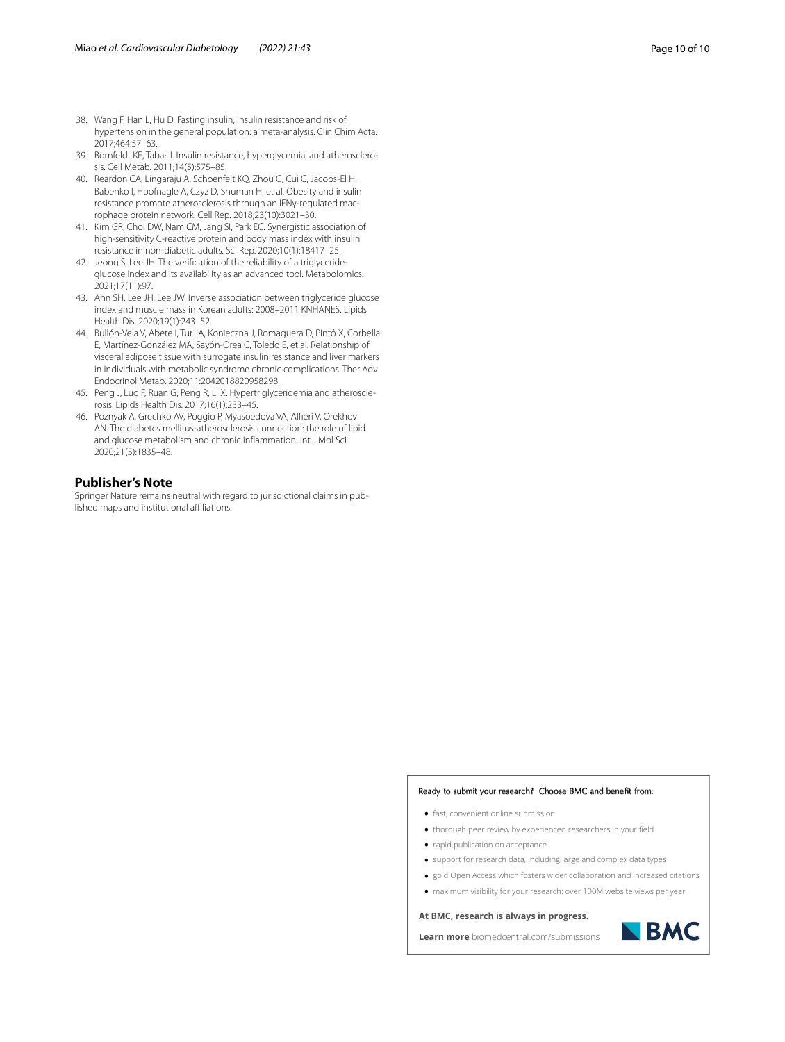38. Wang F, Han L, Hu D. Fasting insulin, insulin resistance and risk of hypertension in the general population: a meta-analysis. Clin Chim Acta. 2017;464:57–63.
39. Bornfeldt KE, Tabas I. Insulin resistance, hyperglycemia, and atherosclerosis. Cell Metab. 2011;14(5):575–85.
40. Reardon CA, Lingaraju A, Schoenfelt KQ, Zhou G, Cui C, Jacobs-El H, Babenko I, Hoofnagle A, Czyz D, Shuman H, et al. Obesity and insulin resistance promote atherosclerosis through an IFNγ-regulated macrophage protein network. Cell Rep. 2018;23(10):3021–30.
41. Kim GR, Choi DW, Nam CM, Jang SI, Park EC. Synergistic association of high-sensitivity C-reactive protein and body mass index with insulin resistance in non-diabetic adults. Sci Rep. 2020;10(1):18417–25.
42. Jeong S, Lee JH. The verification of the reliability of a triglyceride-glucose index and its availability as an advanced tool. Metabolomics. 2021;17(11):97.
43. Ahn SH, Lee JH, Lee JW. Inverse association between triglyceride glucose index and muscle mass in Korean adults: 2008–2011 KNHANES. Lipids Health Dis. 2020;19(1):243–52.
44. Bullón-Vela V, Abete I, Tur JA, Konieczna J, Romaguera D, Pintó X, Corbella E, Martínez-González MA, Sayón-Orea C, Toledo E, et al. Relationship of visceral adipose tissue with surrogate insulin resistance and liver markers in individuals with metabolic syndrome chronic complications. Ther Adv Endocrinol Metab. 2020;11:2042018820958298.
45. Peng J, Luo F, Ruan G, Peng R, Li X. Hypertriglyceridemia and atherosclerosis. Lipids Health Dis. 2017;16(1):233–45.
46. Poznyak A, Grechko AV, Poggio P, Myasoedova VA, Alfieri V, Orekhov AN. The diabetes mellitus-atherosclerosis connection: the role of lipid and glucose metabolism and chronic inflammation. Int J Mol Sci. 2020;21(5):1835–48.

## Publisher's Note

Springer Nature remains neutral with regard to jurisdictional claims in published maps and institutional affiliations.

Ready to submit your research? Choose BMC and benefit from:

- fast, convenient online submission
- thorough peer review by experienced researchers in your field
- rapid publication on acceptance
- support for research data, including large and complex data types
- gold Open Access which fosters wider collaboration and increased citations
- maximum visibility for your research: over 100M website views per year

**At BMC, research is always in progress.**

**Learn more** biomedcentral.com/submissions

BMC